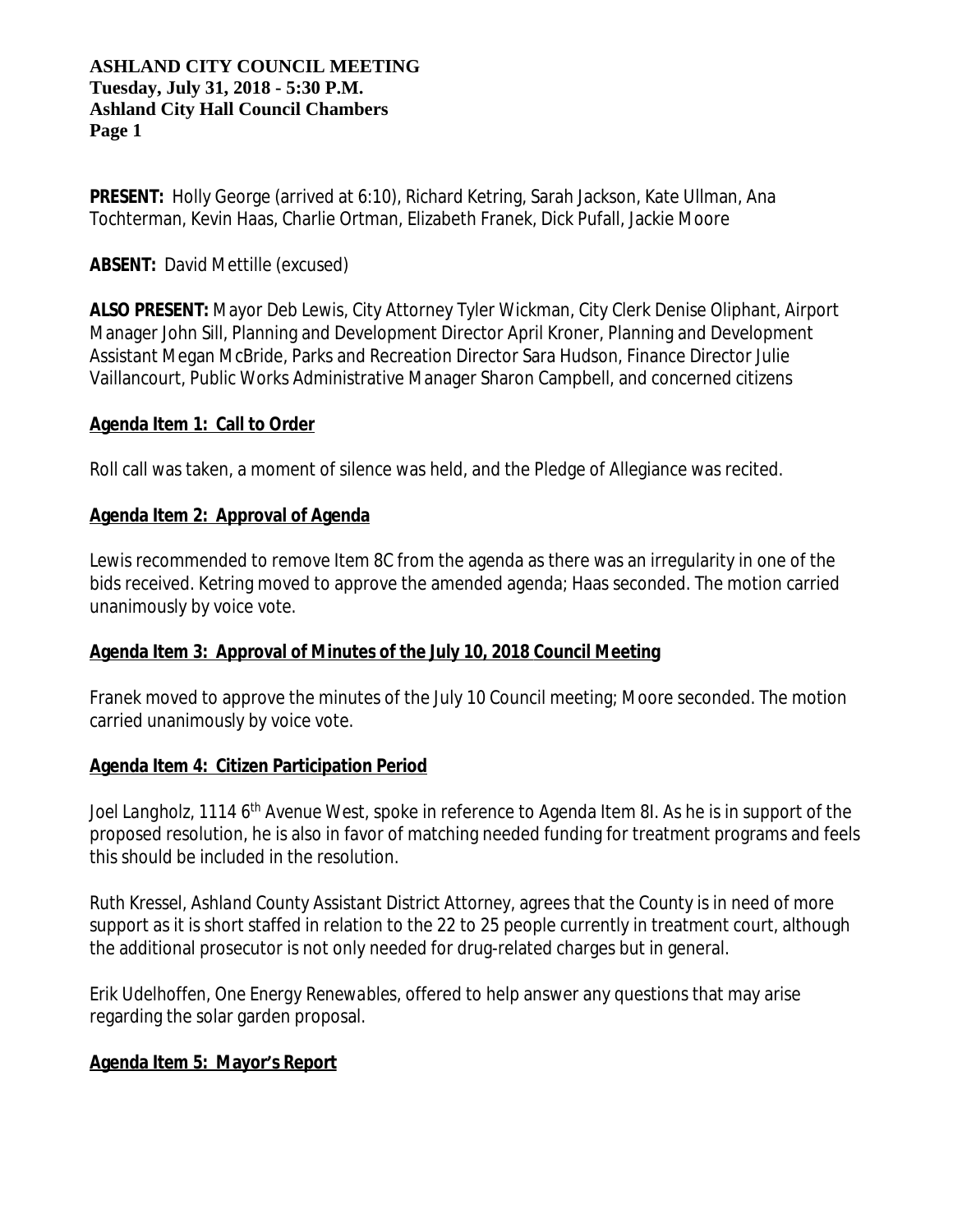**ASHLAND CITY COUNCIL MEETING**
**Tuesday, July 31, 2018 - 5:30 P.M.**
**Ashland City Hall Council Chambers**

**PRESENT:** Holly George (arrived at 6:10), Richard Ketring, Sarah Jackson, Kate Ullman, Ana Tochterman, Kevin Haas, Charlie Ortman, Elizabeth Franek, Dick Pufall, Jackie Moore

**ABSENT:** David Mettille (excused)

**ALSO PRESENT:** Mayor Deb Lewis, City Attorney Tyler Wickman, City Clerk Denise Oliphant, Airport Manager John Sill, Planning and Development Director April Kroner, Planning and Development Assistant Megan McBride, Parks and Recreation Director Sara Hudson, Finance Director Julie Vaillancourt, Public Works Administrative Manager Sharon Campbell, and concerned citizens

**Agenda Item 1: Call to Order**

Roll call was taken, a moment of silence was held, and the Pledge of Allegiance was recited.

**Agenda Item 2: Approval of Agenda**

Lewis recommended to remove Item 8C from the agenda as there was an irregularity in one of the bids received. Ketring moved to approve the amended agenda; Haas seconded. The motion carried unanimously by voice vote.

**Agenda Item 3: Approval of Minutes of the July 10, 2018 Council Meeting**

Franek moved to approve the minutes of the July 10 Council meeting; Moore seconded. The motion carried unanimously by voice vote.

**Agenda Item 4: Citizen Participation Period**

Joel Langholz, 1114 6th Avenue West, spoke in reference to Agenda Item 8I. As he is in support of the proposed resolution, he is also in favor of matching needed funding for treatment programs and feels this should be included in the resolution.

Ruth Kressel, Ashland County Assistant District Attorney, agrees that the County is in need of more support as it is short staffed in relation to the 22 to 25 people currently in treatment court, although the additional prosecutor is not only needed for drug-related charges but in general.

Erik Udelhoffen, One Energy Renewables, offered to help answer any questions that may arise regarding the solar garden proposal.

**Agenda Item 5: Mayor's Report**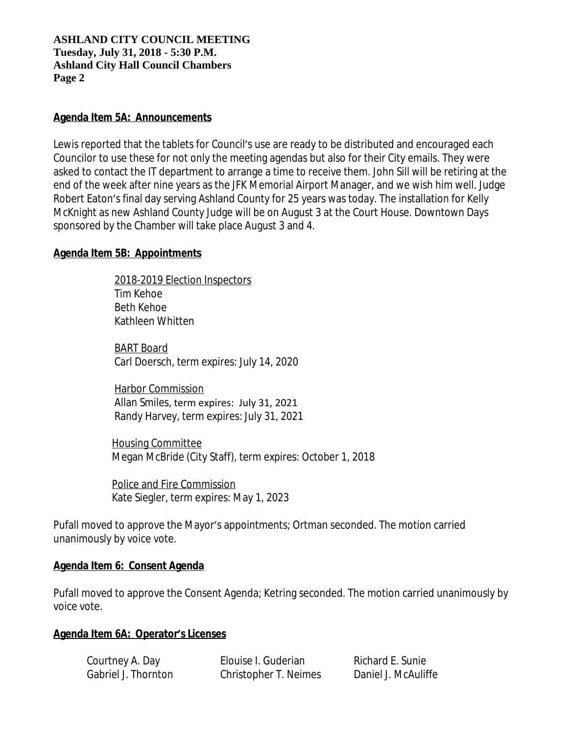**Agenda Item 5A: Announcements**

Lewis reported that the tablets for Council's use are ready to be distributed and encouraged each Councilor to use these for not only the meeting agendas but also for their City emails. They were asked to contact the IT department to arrange a time to receive them. John Sill will be retiring at the end of the week after nine years as the JFK Memorial Airport Manager, and we wish him well. Judge Robert Eaton's final day serving Ashland County for 25 years was today. The installation for Kelly McKnight as new Ashland County Judge will be on August 3 at the Court House. Downtown Days sponsored by the Chamber will take place August 3 and 4.

**Agenda Item 5B: Appointments**

2018-2019 Election Inspectors
Tim Kehoe
Beth Kehoe
Kathleen Whitten

BART Board
Carl Doersch, term expires: July 14, 2020

Harbor Commission
Allan Smiles, term expires: July 31, 2021
Randy Harvey, term expires: July 31, 2021

Housing Committee
Megan McBride (City Staff), term expires: October 1, 2018

Police and Fire Commission
Kate Siegler, term expires: May 1, 2023

Pufall moved to approve the Mayor's appointments; Ortman seconded. The motion carried unanimously by voice vote.

**Agenda Item 6: Consent Agenda**

Pufall moved to approve the Consent Agenda; Ketring seconded. The motion carried unanimously by voice vote.

**Agenda Item 6A: Operator's Licenses**

| | | |
|---|---|---|
| Courtney A. Day | Elouise I. Guderian | Richard E. Sunie |
| Gabriel J. Thornton | Christopher T. Neimes | Daniel J. McAuliffe |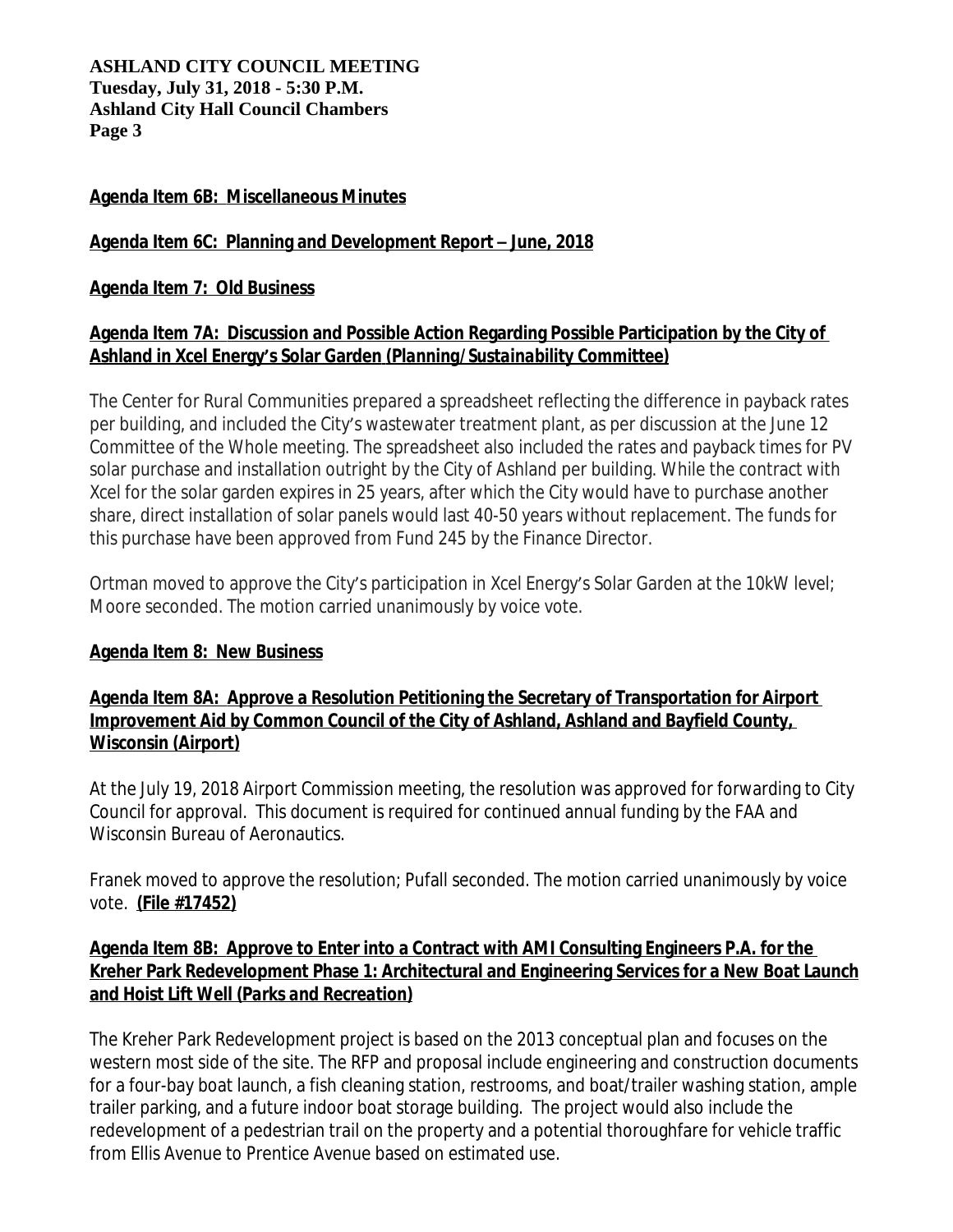**Agenda Item 6B: Miscellaneous Minutes**

**Agenda Item 6C: Planning and Development Report – June, 2018**

**Agenda Item 7: Old Business**

**Agenda Item 7A: Discussion and Possible Action Regarding Possible Participation by the City of Ashland in Xcel Energy's Solar Garden *(Planning/Sustainability Committee)***

The Center for Rural Communities prepared a spreadsheet reflecting the difference in payback rates per building, and included the City's wastewater treatment plant, as per discussion at the June 12 Committee of the Whole meeting. The spreadsheet also included the rates and payback times for PV solar purchase and installation outright by the City of Ashland per building. While the contract with Xcel for the solar garden expires in 25 years, after which the City would have to purchase another share, direct installation of solar panels would last 40-50 years without replacement. The funds for this purchase have been approved from Fund 245 by the Finance Director.

Ortman moved to approve the City's participation in Xcel Energy's Solar Garden at the 10kW level; Moore seconded. The motion carried unanimously by voice vote.

**Agenda Item 8: New Business**

**Agenda Item 8A: Approve a Resolution Petitioning the Secretary of Transportation for Airport Improvement Aid by Common Council of the City of Ashland, Ashland and Bayfield County, Wisconsin *(Airport)***

At the July 19, 2018 Airport Commission meeting, the resolution was approved for forwarding to City Council for approval. This document is required for continued annual funding by the FAA and Wisconsin Bureau of Aeronautics.

Franek moved to approve the resolution; Pufall seconded. The motion carried unanimously by voice vote. **(File #17452)**

**Agenda Item 8B: Approve to Enter into a Contract with AMI Consulting Engineers P.A. for the Kreher Park Redevelopment Phase 1: Architectural and Engineering Services for a New Boat Launch and Hoist Lift Well *(Parks and Recreation)***

The Kreher Park Redevelopment project is based on the 2013 conceptual plan and focuses on the western most side of the site. The RFP and proposal include engineering and construction documents for a four-bay boat launch, a fish cleaning station, restrooms, and boat/trailer washing station, ample trailer parking, and a future indoor boat storage building. The project would also include the redevelopment of a pedestrian trail on the property and a potential thoroughfare for vehicle traffic from Ellis Avenue to Prentice Avenue based on estimated use.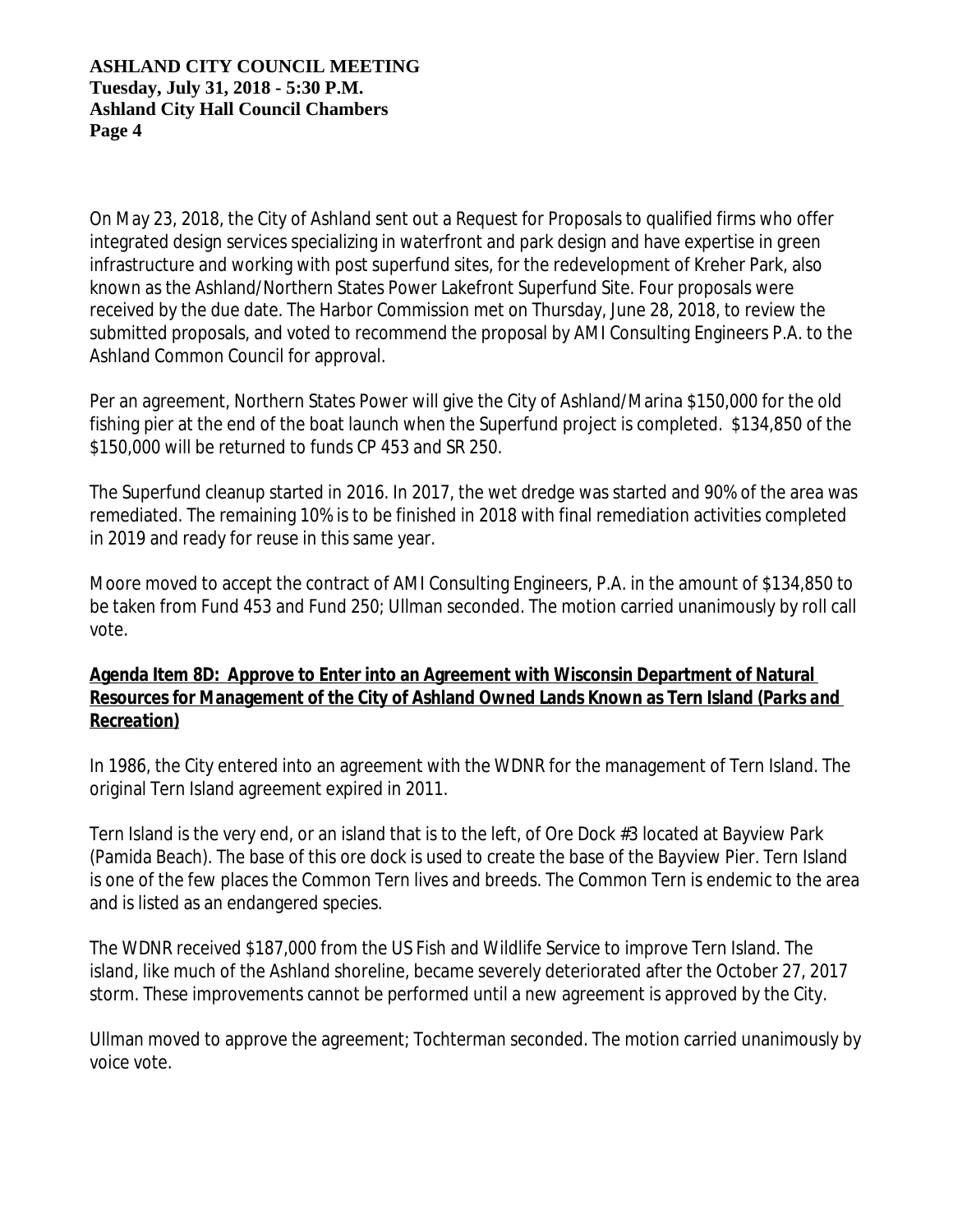On May 23, 2018, the City of Ashland sent out a Request for Proposals to qualified firms who offer integrated design services specializing in waterfront and park design and have expertise in green infrastructure and working with post superfund sites, for the redevelopment of Kreher Park, also known as the Ashland/Northern States Power Lakefront Superfund Site. Four proposals were received by the due date. The Harbor Commission met on Thursday, June 28, 2018, to review the submitted proposals, and voted to recommend the proposal by AMI Consulting Engineers P.A. to the Ashland Common Council for approval.

Per an agreement, Northern States Power will give the City of Ashland/Marina $150,000 for the old fishing pier at the end of the boat launch when the Superfund project is completed. $134,850 of the $150,000 will be returned to funds CP 453 and SR 250.

The Superfund cleanup started in 2016. In 2017, the wet dredge was started and 90% of the area was remediated. The remaining 10% is to be finished in 2018 with final remediation activities completed in 2019 and ready for reuse in this same year.

Moore moved to accept the contract of AMI Consulting Engineers, P.A. in the amount of $134,850 to be taken from Fund 453 and Fund 250; Ullman seconded. The motion carried unanimously by roll call vote.

**Agenda Item 8D: Approve to Enter into an Agreement with Wisconsin Department of Natural Resources for Management of the City of Ashland Owned Lands Known as Tern Island *(Parks and Recreation)***

In 1986, the City entered into an agreement with the WDNR for the management of Tern Island. The original Tern Island agreement expired in 2011.

Tern Island is the very end, or an island that is to the left, of Ore Dock #3 located at Bayview Park (Pamida Beach). The base of this ore dock is used to create the base of the Bayview Pier. Tern Island is one of the few places the Common Tern lives and breeds. The Common Tern is endemic to the area and is listed as an endangered species.

The WDNR received $187,000 from the US Fish and Wildlife Service to improve Tern Island. The island, like much of the Ashland shoreline, became severely deteriorated after the October 27, 2017 storm. These improvements cannot be performed until a new agreement is approved by the City.

Ullman moved to approve the agreement; Tochterman seconded. The motion carried unanimously by voice vote.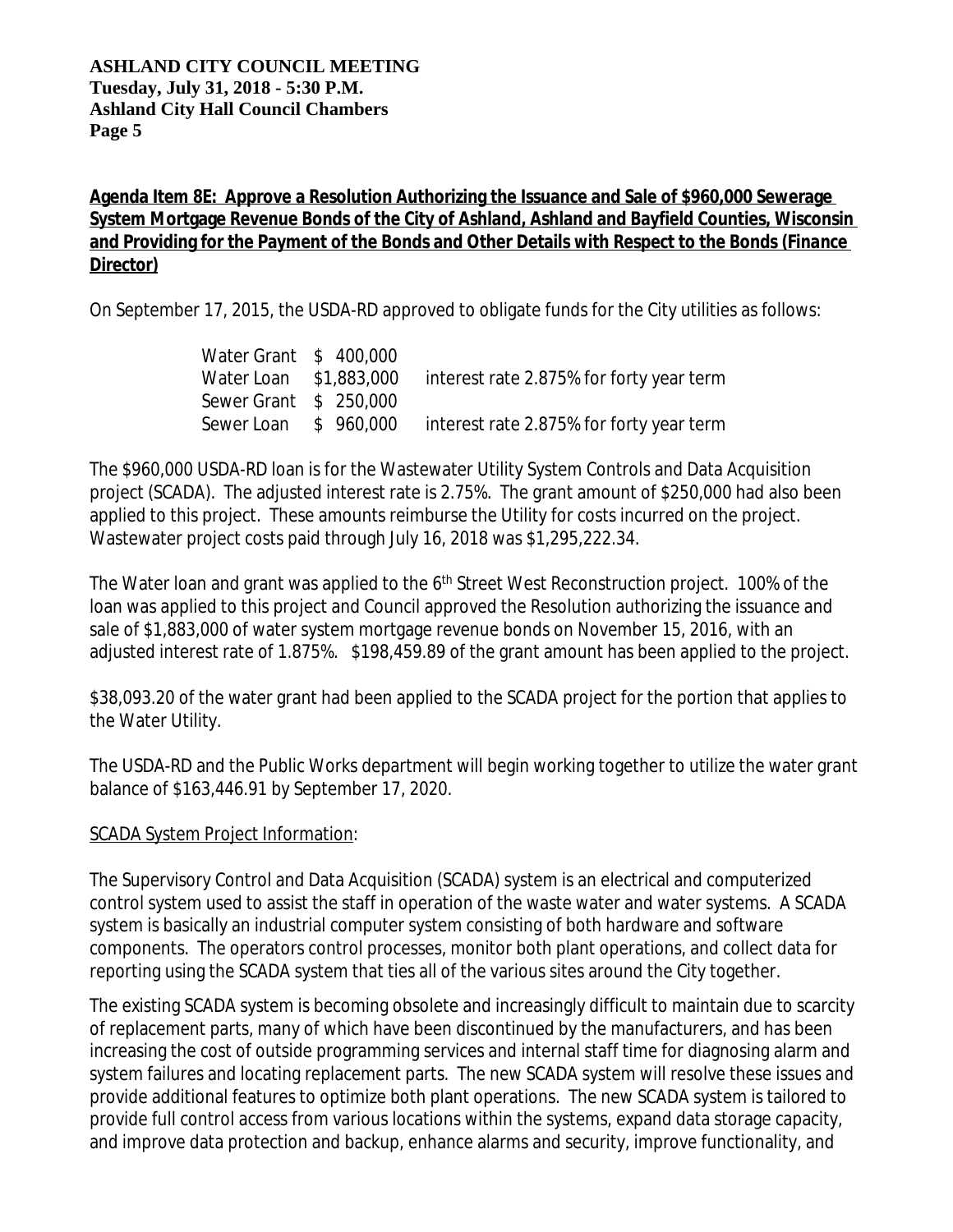**Agenda Item 8E: Approve a Resolution Authorizing the Issuance and Sale of $960,000 Sewerage System Mortgage Revenue Bonds of the City of Ashland, Ashland and Bayfield Counties, Wisconsin and Providing for the Payment of the Bonds and Other Details with Respect to the Bonds (Finance Director)**

On September 17, 2015, the USDA-RD approved to obligate funds for the City utilities as follows:

| | | |
|---|---|---|
| Water Grant | $ 400,000 | |
| Water Loan | $1,883,000 | interest rate 2.875% for forty year term |
| Sewer Grant | $ 250,000 | |
| Sewer Loan | $ 960,000 | interest rate 2.875% for forty year term |

The $960,000 USDA-RD loan is for the Wastewater Utility System Controls and Data Acquisition project (SCADA). The adjusted interest rate is 2.75%. The grant amount of $250,000 had also been applied to this project. These amounts reimburse the Utility for costs incurred on the project. Wastewater project costs paid through July 16, 2018 was $1,295,222.34.

The Water loan and grant was applied to the 6th Street West Reconstruction project. 100% of the loan was applied to this project and Council approved the Resolution authorizing the issuance and sale of $1,883,000 of water system mortgage revenue bonds on November 15, 2016, with an adjusted interest rate of 1.875%. $198,459.89 of the grant amount has been applied to the project.

$38,093.20 of the water grant had been applied to the SCADA project for the portion that applies to the Water Utility.

The USDA-RD and the Public Works department will begin working together to utilize the water grant balance of $163,446.91 by September 17, 2020.

<u>SCADA System Project Information</u>:

The Supervisory Control and Data Acquisition (SCADA) system is an electrical and computerized control system used to assist the staff in operation of the waste water and water systems. A SCADA system is basically an industrial computer system consisting of both hardware and software components. The operators control processes, monitor both plant operations, and collect data for reporting using the SCADA system that ties all of the various sites around the City together.

The existing SCADA system is becoming obsolete and increasingly difficult to maintain due to scarcity of replacement parts, many of which have been discontinued by the manufacturers, and has been increasing the cost of outside programming services and internal staff time for diagnosing alarm and system failures and locating replacement parts. The new SCADA system will resolve these issues and provide additional features to optimize both plant operations. The new SCADA system is tailored to provide full control access from various locations within the systems, expand data storage capacity, and improve data protection and backup, enhance alarms and security, improve functionality, and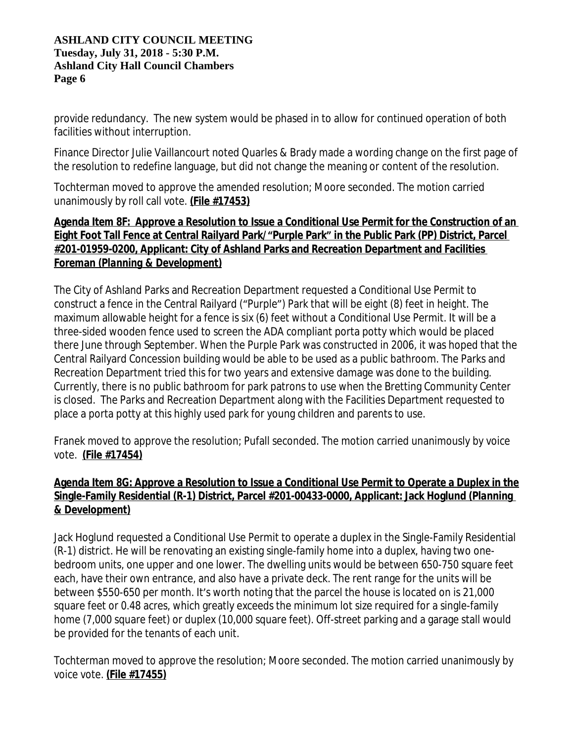provide redundancy. The new system would be phased in to allow for continued operation of both facilities without interruption.

Finance Director Julie Vaillancourt noted Quarles & Brady made a wording change on the first page of the resolution to redefine language, but did not change the meaning or content of the resolution.

Tochterman moved to approve the amended resolution; Moore seconded. The motion carried unanimously by roll call vote. **(File #17453)**

**Agenda Item 8F: Approve a Resolution to Issue a Conditional Use Permit for the Construction of an Eight Foot Tall Fence at Central Railyard Park/"Purple Park" in the Public Park (PP) District, Parcel #201-01959-0200, Applicant: City of Ashland Parks and Recreation Department and Facilities Foreman (Planning & Development)**

The City of Ashland Parks and Recreation Department requested a Conditional Use Permit to construct a fence in the Central Railyard ("Purple") Park that will be eight (8) feet in height. The maximum allowable height for a fence is six (6) feet without a Conditional Use Permit. It will be a three-sided wooden fence used to screen the ADA compliant porta potty which would be placed there June through September. When the Purple Park was constructed in 2006, it was hoped that the Central Railyard Concession building would be able to be used as a public bathroom. The Parks and Recreation Department tried this for two years and extensive damage was done to the building. Currently, there is no public bathroom for park patrons to use when the Bretting Community Center is closed. The Parks and Recreation Department along with the Facilities Department requested to place a porta potty at this highly used park for young children and parents to use.

Franek moved to approve the resolution; Pufall seconded. The motion carried unanimously by voice vote. **(File #17454)**

**Agenda Item 8G: Approve a Resolution to Issue a Conditional Use Permit to Operate a Duplex in the Single-Family Residential (R-1) District, Parcel #201-00433-0000, Applicant: Jack Hoglund (Planning & Development)**

Jack Hoglund requested a Conditional Use Permit to operate a duplex in the Single-Family Residential (R-1) district. He will be renovating an existing single-family home into a duplex, having two one-bedroom units, one upper and one lower. The dwelling units would be between 650-750 square feet each, have their own entrance, and also have a private deck. The rent range for the units will be between $550-650 per month. It's worth noting that the parcel the house is located on is 21,000 square feet or 0.48 acres, which greatly exceeds the minimum lot size required for a single-family home (7,000 square feet) or duplex (10,000 square feet). Off-street parking and a garage stall would be provided for the tenants of each unit.

Tochterman moved to approve the resolution; Moore seconded. The motion carried unanimously by voice vote. **(File #17455)**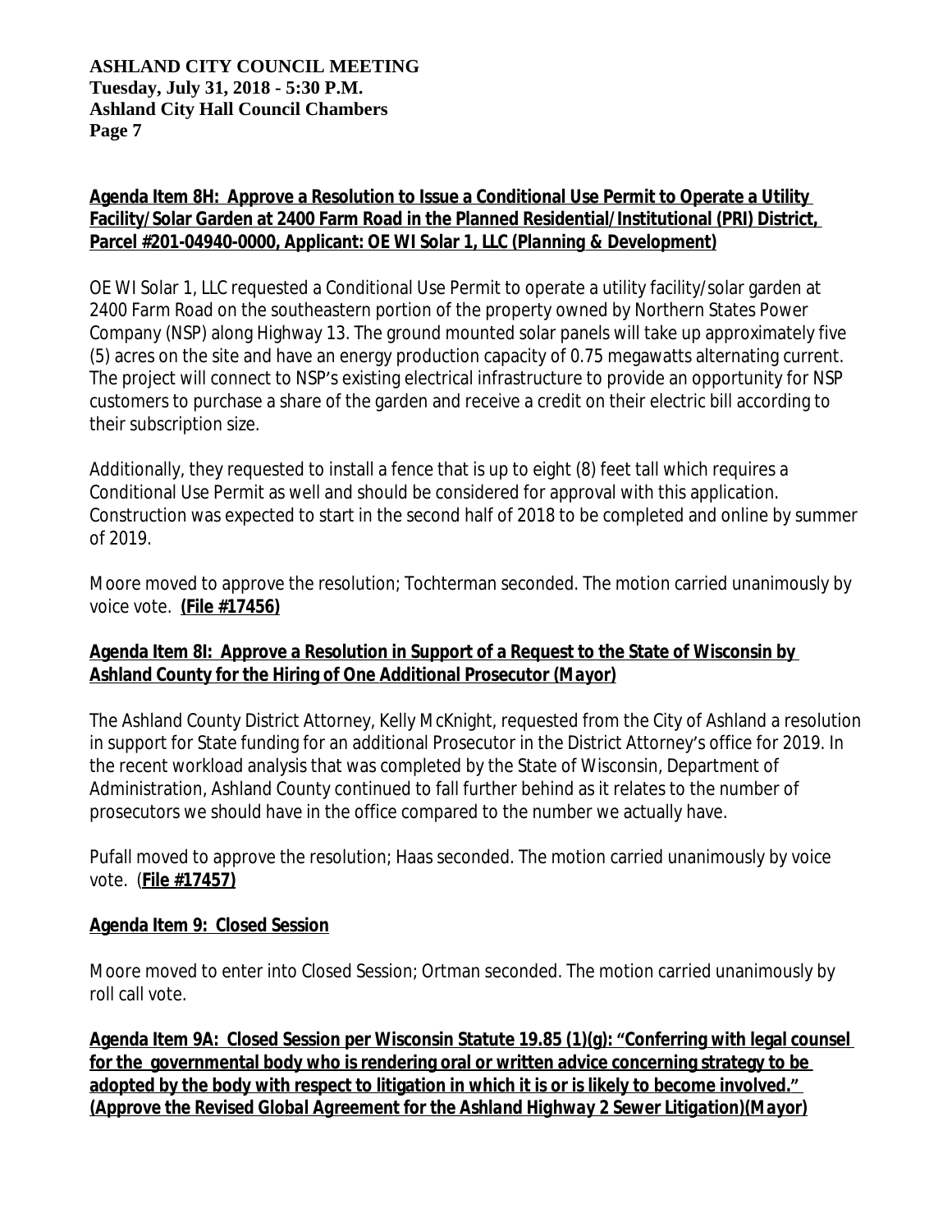**Agenda Item 8H: Approve a Resolution to Issue a Conditional Use Permit to Operate a Utility Facility/Solar Garden at 2400 Farm Road in the Planned Residential/Institutional (PRI) District, Parcel #201-04940-0000, Applicant: OE WI Solar 1, LLC *(Planning & Development)***

OE WI Solar 1, LLC requested a Conditional Use Permit to operate a utility facility/solar garden at 2400 Farm Road on the southeastern portion of the property owned by Northern States Power Company (NSP) along Highway 13. The ground mounted solar panels will take up approximately five (5) acres on the site and have an energy production capacity of 0.75 megawatts alternating current. The project will connect to NSP's existing electrical infrastructure to provide an opportunity for NSP customers to purchase a share of the garden and receive a credit on their electric bill according to their subscription size.

Additionally, they requested to install a fence that is up to eight (8) feet tall which requires a Conditional Use Permit as well and should be considered for approval with this application. Construction was expected to start in the second half of 2018 to be completed and online by summer of 2019.

Moore moved to approve the resolution; Tochterman seconded. The motion carried unanimously by voice vote. **(File #17456)**

**Agenda Item 8I: Approve a Resolution in Support of a Request to the State of Wisconsin by Ashland County for the Hiring of One Additional Prosecutor *(Mayor)***

The Ashland County District Attorney, Kelly McKnight, requested from the City of Ashland a resolution in support for State funding for an additional Prosecutor in the District Attorney's office for 2019. In the recent workload analysis that was completed by the State of Wisconsin, Department of Administration, Ashland County continued to fall further behind as it relates to the number of prosecutors we should have in the office compared to the number we actually have.

Pufall moved to approve the resolution; Haas seconded. The motion carried unanimously by voice vote. (**File #17457)**

**Agenda Item 9: Closed Session**

Moore moved to enter into Closed Session; Ortman seconded. The motion carried unanimously by roll call vote.

**Agenda Item 9A: Closed Session per Wisconsin Statute 19.85 (1)(g): "Conferring with legal counsel for the governmental body who is rendering oral or written advice concerning strategy to be adopted by the body with respect to litigation in which it is or is likely to become involved." *(Approve the Revised Global Agreement for the Ashland Highway 2 Sewer Litigation)(Mayor)***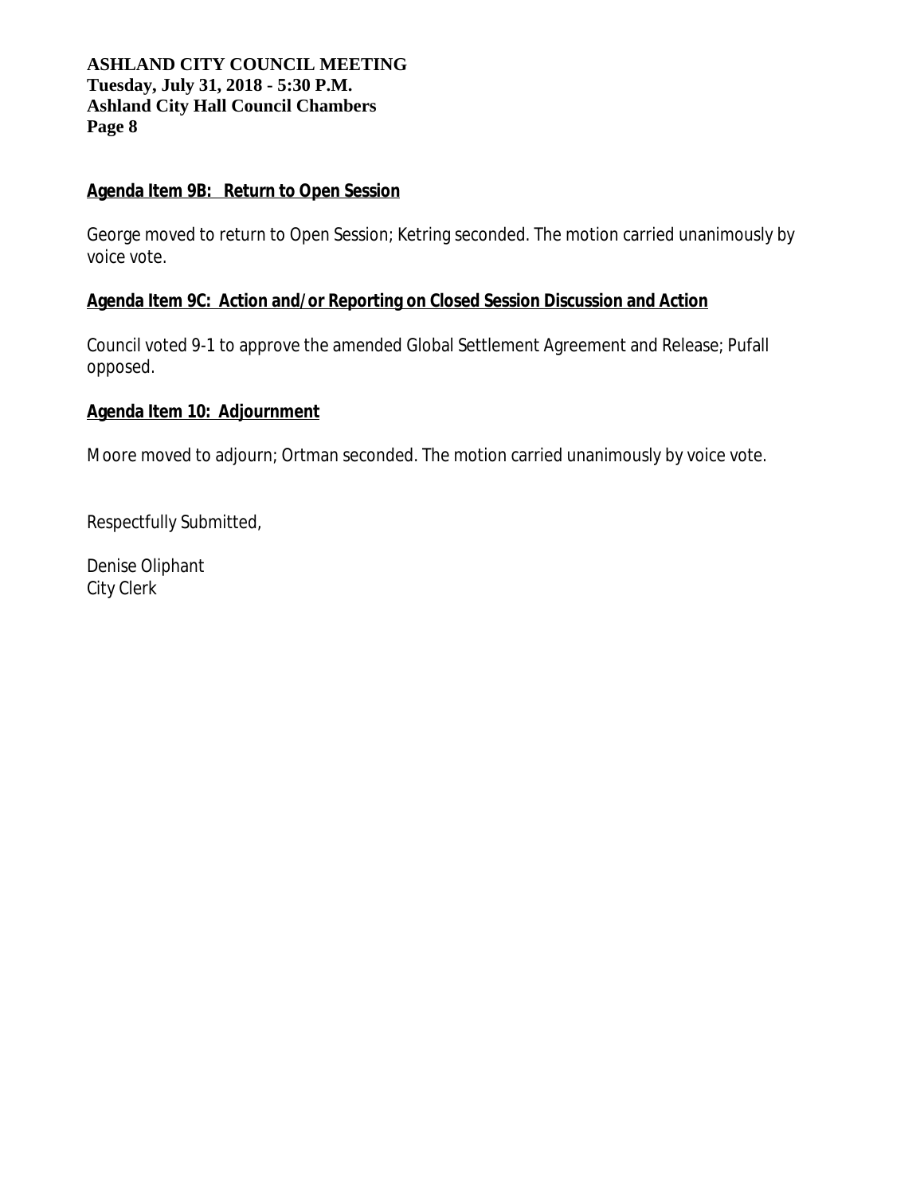**Agenda Item 9B: Return to Open Session**

George moved to return to Open Session; Ketring seconded. The motion carried unanimously by voice vote.

**Agenda Item 9C: Action and/or Reporting on Closed Session Discussion and Action**

Council voted 9-1 to approve the amended Global Settlement Agreement and Release; Pufall opposed.

**Agenda Item 10: Adjournment**

Moore moved to adjourn; Ortman seconded. The motion carried unanimously by voice vote.

Respectfully Submitted,

Denise Oliphant
City Clerk